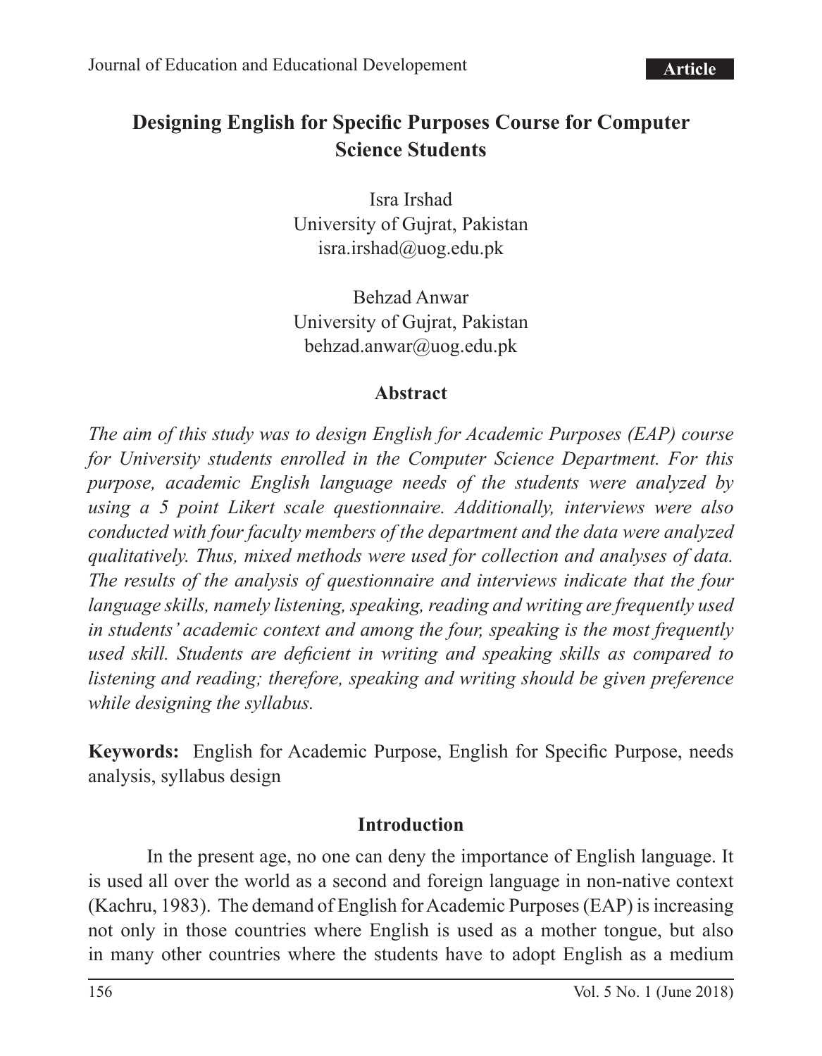# Designing English for Specific Purposes Course for Computer Science Students

Isra Irshad
University of Gujrat, Pakistan
isra.irshad@uog.edu.pk

Behzad Anwar
University of Gujrat, Pakistan
behzad.anwar@uog.edu.pk

## Abstract

*The aim of this study was to design English for Academic Purposes (EAP) course for University students enrolled in the Computer Science Department. For this purpose, academic English language needs of the students were analyzed by using a 5 point Likert scale questionnaire. Additionally, interviews were also conducted with four faculty members of the department and the data were analyzed qualitatively. Thus, mixed methods were used for collection and analyses of data. The results of the analysis of questionnaire and interviews indicate that the four language skills, namely listening, speaking, reading and writing are frequently used in students' academic context and among the four, speaking is the most frequently used skill. Students are deficient in writing and speaking skills as compared to listening and reading; therefore, speaking and writing should be given preference while designing the syllabus.*

**Keywords:** English for Academic Purpose, English for Specific Purpose, needs analysis, syllabus design

## Introduction

In the present age, no one can deny the importance of English language. It is used all over the world as a second and foreign language in non-native context (Kachru, 1983). The demand of English for Academic Purposes (EAP) is increasing not only in those countries where English is used as a mother tongue, but also in many other countries where the students have to adopt English as a medium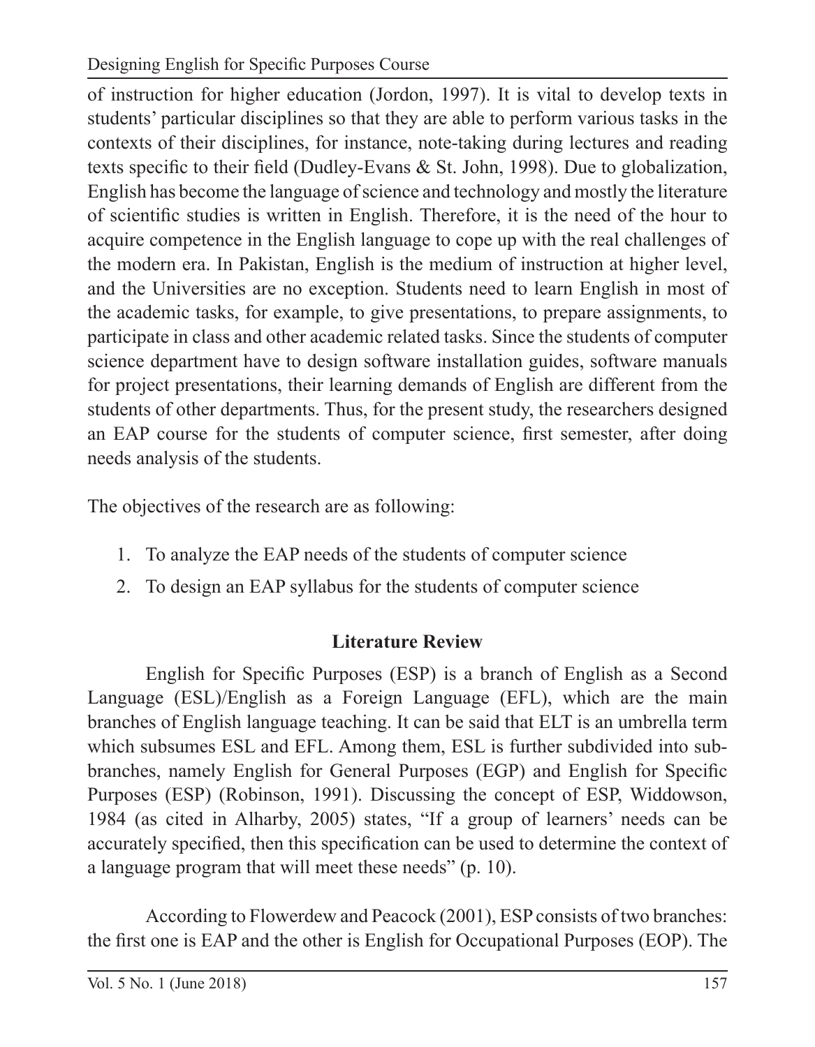of instruction for higher education (Jordon, 1997). It is vital to develop texts in students' particular disciplines so that they are able to perform various tasks in the contexts of their disciplines, for instance, note-taking during lectures and reading texts specific to their field (Dudley-Evans & St. John, 1998). Due to globalization, English has become the language of science and technology and mostly the literature of scientific studies is written in English. Therefore, it is the need of the hour to acquire competence in the English language to cope up with the real challenges of the modern era. In Pakistan, English is the medium of instruction at higher level, and the Universities are no exception. Students need to learn English in most of the academic tasks, for example, to give presentations, to prepare assignments, to participate in class and other academic related tasks. Since the students of computer science department have to design software installation guides, software manuals for project presentations, their learning demands of English are different from the students of other departments. Thus, for the present study, the researchers designed an EAP course for the students of computer science, first semester, after doing needs analysis of the students.

The objectives of the research are as following:

1. To analyze the EAP needs of the students of computer science
2. To design an EAP syllabus for the students of computer science

## Literature Review

English for Specific Purposes (ESP) is a branch of English as a Second Language (ESL)/English as a Foreign Language (EFL), which are the main branches of English language teaching. It can be said that ELT is an umbrella term which subsumes ESL and EFL. Among them, ESL is further subdivided into sub-branches, namely English for General Purposes (EGP) and English for Specific Purposes (ESP) (Robinson, 1991). Discussing the concept of ESP, Widdowson, 1984 (as cited in Alharby, 2005) states, "If a group of learners' needs can be accurately specified, then this specification can be used to determine the context of a language program that will meet these needs" (p. 10).

According to Flowerdew and Peacock (2001), ESP consists of two branches: the first one is EAP and the other is English for Occupational Purposes (EOP). The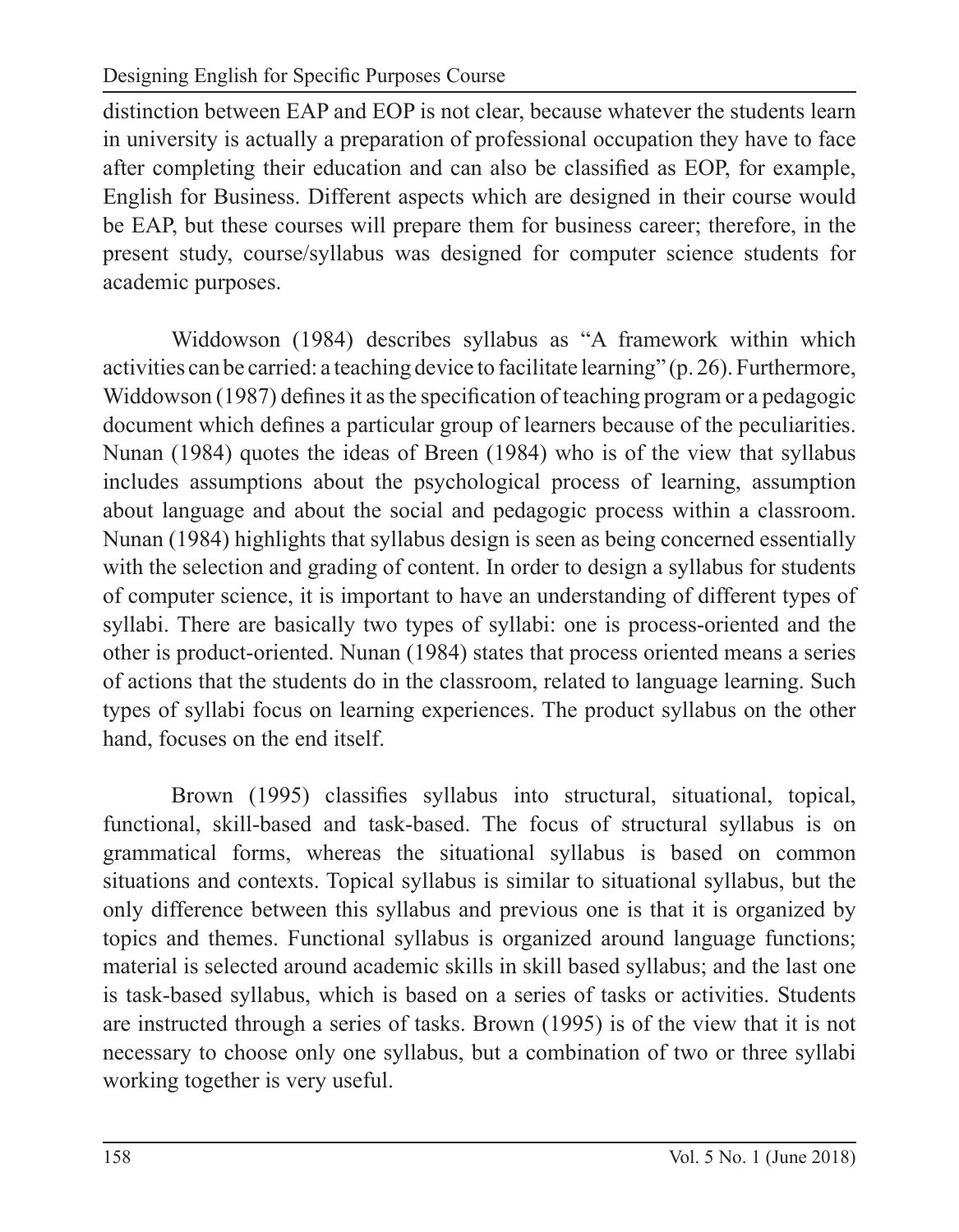distinction between EAP and EOP is not clear, because whatever the students learn in university is actually a preparation of professional occupation they have to face after completing their education and can also be classified as EOP, for example, English for Business. Different aspects which are designed in their course would be EAP, but these courses will prepare them for business career; therefore, in the present study, course/syllabus was designed for computer science students for academic purposes.

Widdowson (1984) describes syllabus as "A framework within which activities can be carried: a teaching device to facilitate learning" (p. 26). Furthermore, Widdowson (1987) defines it as the specification of teaching program or a pedagogic document which defines a particular group of learners because of the peculiarities. Nunan (1984) quotes the ideas of Breen (1984) who is of the view that syllabus includes assumptions about the psychological process of learning, assumption about language and about the social and pedagogic process within a classroom. Nunan (1984) highlights that syllabus design is seen as being concerned essentially with the selection and grading of content. In order to design a syllabus for students of computer science, it is important to have an understanding of different types of syllabi. There are basically two types of syllabi: one is process-oriented and the other is product-oriented. Nunan (1984) states that process oriented means a series of actions that the students do in the classroom, related to language learning. Such types of syllabi focus on learning experiences. The product syllabus on the other hand, focuses on the end itself.

Brown (1995) classifies syllabus into structural, situational, topical, functional, skill-based and task-based. The focus of structural syllabus is on grammatical forms, whereas the situational syllabus is based on common situations and contexts. Topical syllabus is similar to situational syllabus, but the only difference between this syllabus and previous one is that it is organized by topics and themes. Functional syllabus is organized around language functions; material is selected around academic skills in skill based syllabus; and the last one is task-based syllabus, which is based on a series of tasks or activities. Students are instructed through a series of tasks. Brown (1995) is of the view that it is not necessary to choose only one syllabus, but a combination of two or three syllabi working together is very useful.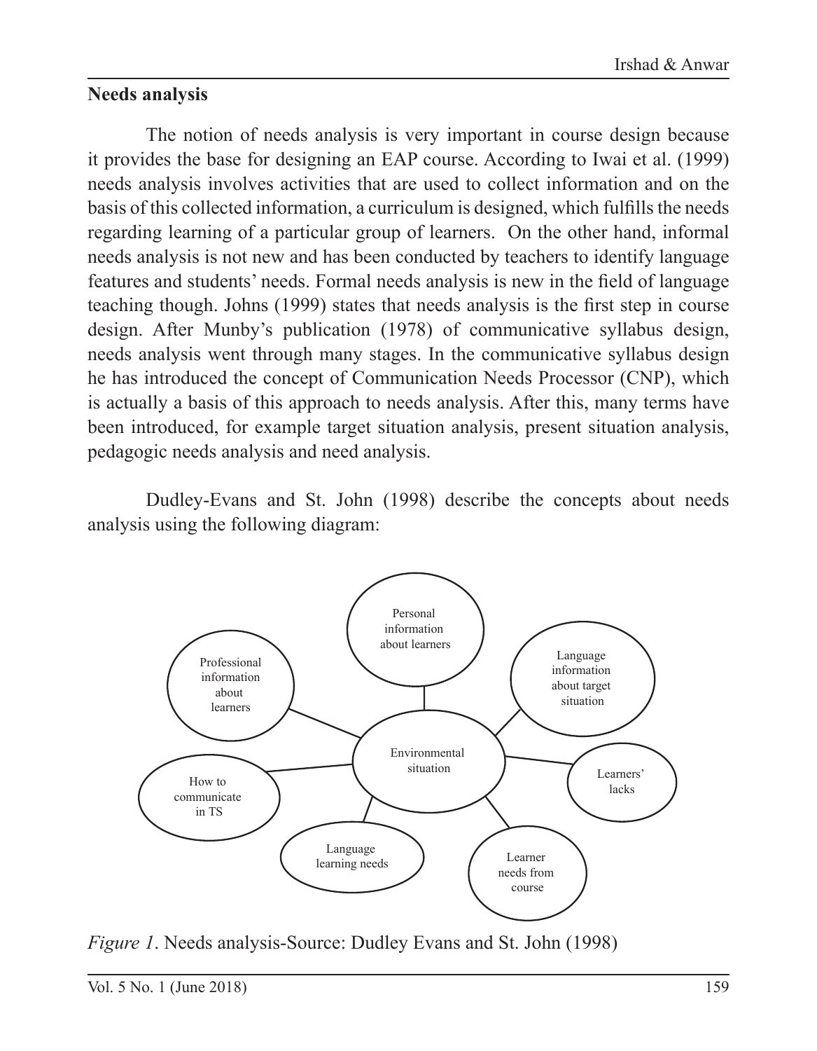## Needs analysis

The notion of needs analysis is very important in course design because it provides the base for designing an EAP course. According to Iwai et al. (1999) needs analysis involves activities that are used to collect information and on the basis of this collected information, a curriculum is designed, which fulfills the needs regarding learning of a particular group of learners. On the other hand, informal needs analysis is not new and has been conducted by teachers to identify language features and students' needs. Formal needs analysis is new in the field of language teaching though. Johns (1999) states that needs analysis is the first step in course design. After Munby's publication (1978) of communicative syllabus design, needs analysis went through many stages. In the communicative syllabus design he has introduced the concept of Communication Needs Processor (CNP), which is actually a basis of this approach to needs analysis. After this, many terms have been introduced, for example target situation analysis, present situation analysis, pedagogic needs analysis and need analysis.

Dudley-Evans and St. John (1998) describe the concepts about needs analysis using the following diagram:

*Figure 1*. Needs analysis-Source: Dudley Evans and St. John (1998)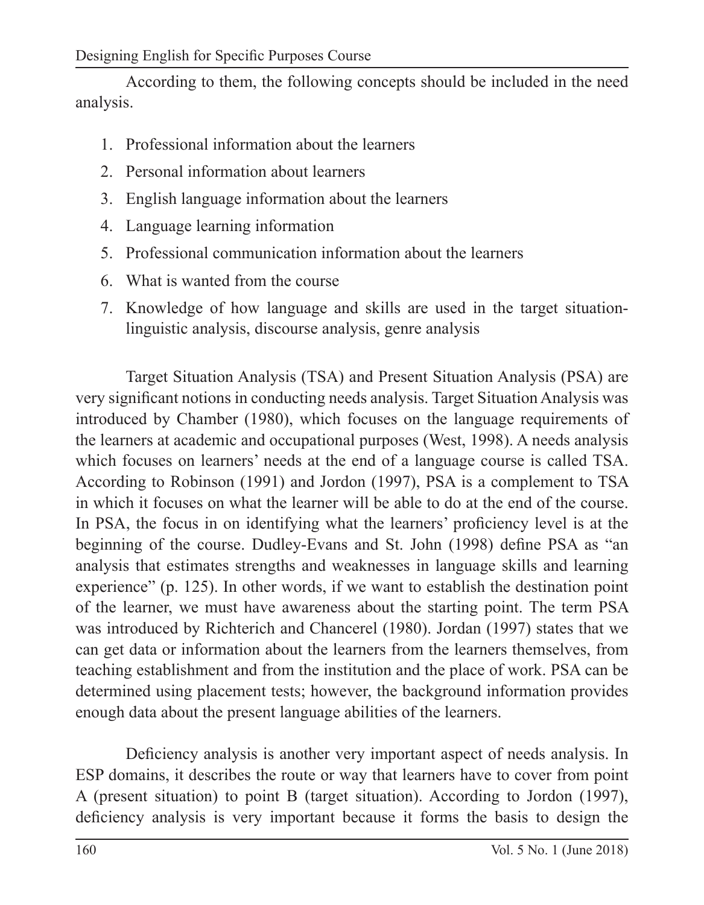According to them, the following concepts should be included in the need analysis.

1. Professional information about the learners
2. Personal information about learners
3. English language information about the learners
4. Language learning information
5. Professional communication information about the learners
6. What is wanted from the course
7. Knowledge of how language and skills are used in the target situation-linguistic analysis, discourse analysis, genre analysis

Target Situation Analysis (TSA) and Present Situation Analysis (PSA) are very significant notions in conducting needs analysis. Target Situation Analysis was introduced by Chamber (1980), which focuses on the language requirements of the learners at academic and occupational purposes (West, 1998). A needs analysis which focuses on learners' needs at the end of a language course is called TSA. According to Robinson (1991) and Jordon (1997), PSA is a complement to TSA in which it focuses on what the learner will be able to do at the end of the course. In PSA, the focus in on identifying what the learners' proficiency level is at the beginning of the course. Dudley-Evans and St. John (1998) define PSA as "an analysis that estimates strengths and weaknesses in language skills and learning experience" (p. 125). In other words, if we want to establish the destination point of the learner, we must have awareness about the starting point. The term PSA was introduced by Richterich and Chancerel (1980). Jordan (1997) states that we can get data or information about the learners from the learners themselves, from teaching establishment and from the institution and the place of work. PSA can be determined using placement tests; however, the background information provides enough data about the present language abilities of the learners.

Deficiency analysis is another very important aspect of needs analysis. In ESP domains, it describes the route or way that learners have to cover from point A (present situation) to point B (target situation). According to Jordon (1997), deficiency analysis is very important because it forms the basis to design the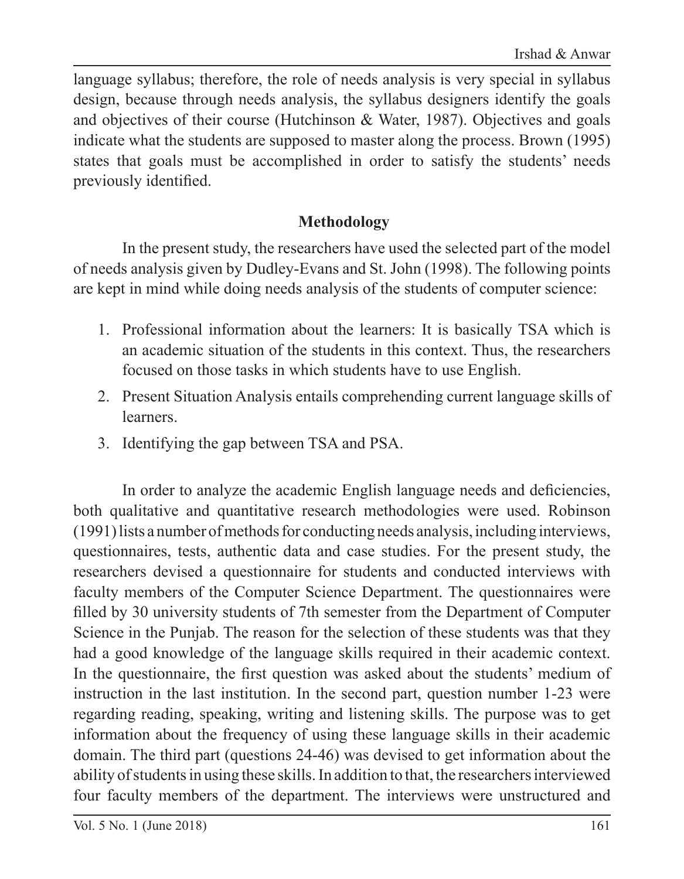language syllabus; therefore, the role of needs analysis is very special in syllabus design, because through needs analysis, the syllabus designers identify the goals and objectives of their course (Hutchinson & Water, 1987). Objectives and goals indicate what the students are supposed to master along the process. Brown (1995) states that goals must be accomplished in order to satisfy the students' needs previously identified.

## Methodology

In the present study, the researchers have used the selected part of the model of needs analysis given by Dudley-Evans and St. John (1998). The following points are kept in mind while doing needs analysis of the students of computer science:

1. Professional information about the learners: It is basically TSA which is an academic situation of the students in this context. Thus, the researchers focused on those tasks in which students have to use English.
2. Present Situation Analysis entails comprehending current language skills of learners.
3. Identifying the gap between TSA and PSA.

In order to analyze the academic English language needs and deficiencies, both qualitative and quantitative research methodologies were used. Robinson (1991) lists a number of methods for conducting needs analysis, including interviews, questionnaires, tests, authentic data and case studies. For the present study, the researchers devised a questionnaire for students and conducted interviews with faculty members of the Computer Science Department. The questionnaires were filled by 30 university students of 7th semester from the Department of Computer Science in the Punjab. The reason for the selection of these students was that they had a good knowledge of the language skills required in their academic context. In the questionnaire, the first question was asked about the students' medium of instruction in the last institution. In the second part, question number 1-23 were regarding reading, speaking, writing and listening skills. The purpose was to get information about the frequency of using these language skills in their academic domain. The third part (questions 24-46) was devised to get information about the ability of students in using these skills. In addition to that, the researchers interviewed four faculty members of the department. The interviews were unstructured and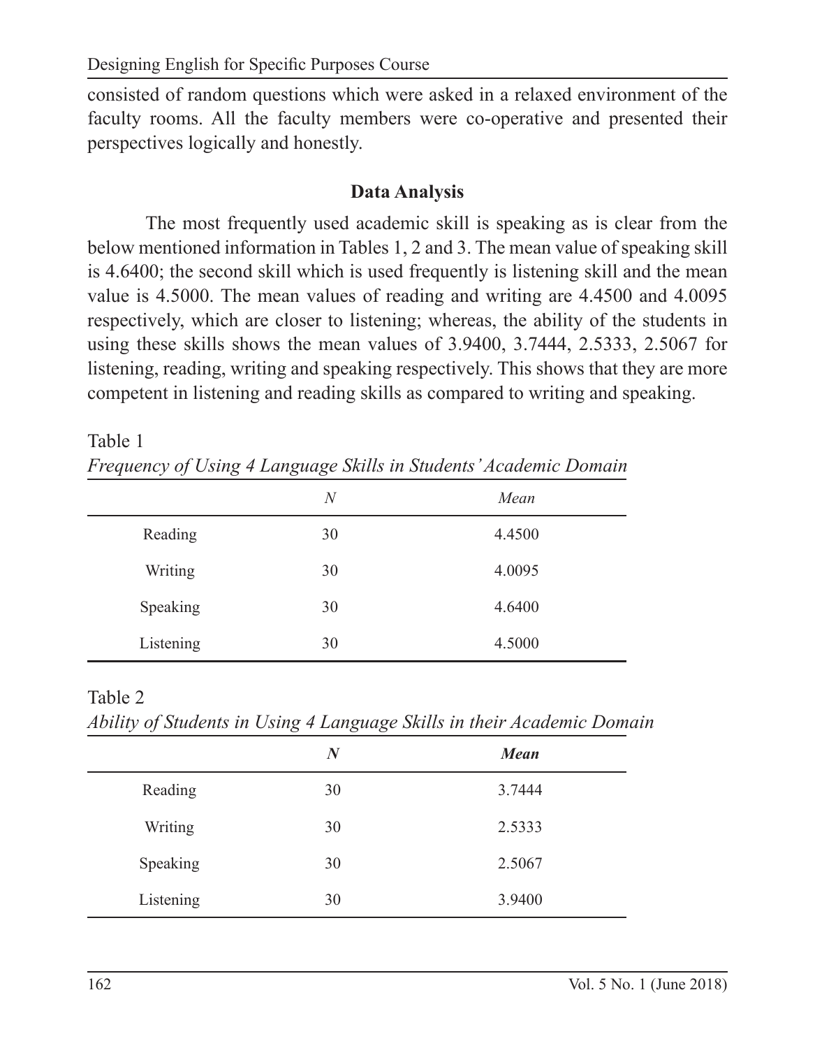consisted of random questions which were asked in a relaxed environment of the faculty rooms. All the faculty members were co-operative and presented their perspectives logically and honestly.

## Data Analysis

The most frequently used academic skill is speaking as is clear from the below mentioned information in Tables 1, 2 and 3. The mean value of speaking skill is 4.6400; the second skill which is used frequently is listening skill and the mean value is 4.5000. The mean values of reading and writing are 4.4500 and 4.0095 respectively, which are closer to listening; whereas, the ability of the students in using these skills shows the mean values of 3.9400, 3.7444, 2.5333, 2.5067 for listening, reading, writing and speaking respectively. This shows that they are more competent in listening and reading skills as compared to writing and speaking.

Table 1
*Frequency of Using 4 Language Skills in Students' Academic Domain*

| | *N* | *Mean* |
|---|---|---|
| Reading | 30 | 4.4500 |
| Writing | 30 | 4.0095 |
| Speaking | 30 | 4.6400 |
| Listening | 30 | 4.5000 |

Table 2
*Ability of Students in Using 4 Language Skills in their Academic Domain*

| | ***N*** | ***Mean*** |
|---|---|---|
| Reading | 30 | 3.7444 |
| Writing | 30 | 2.5333 |
| Speaking | 30 | 2.5067 |
| Listening | 30 | 3.9400 |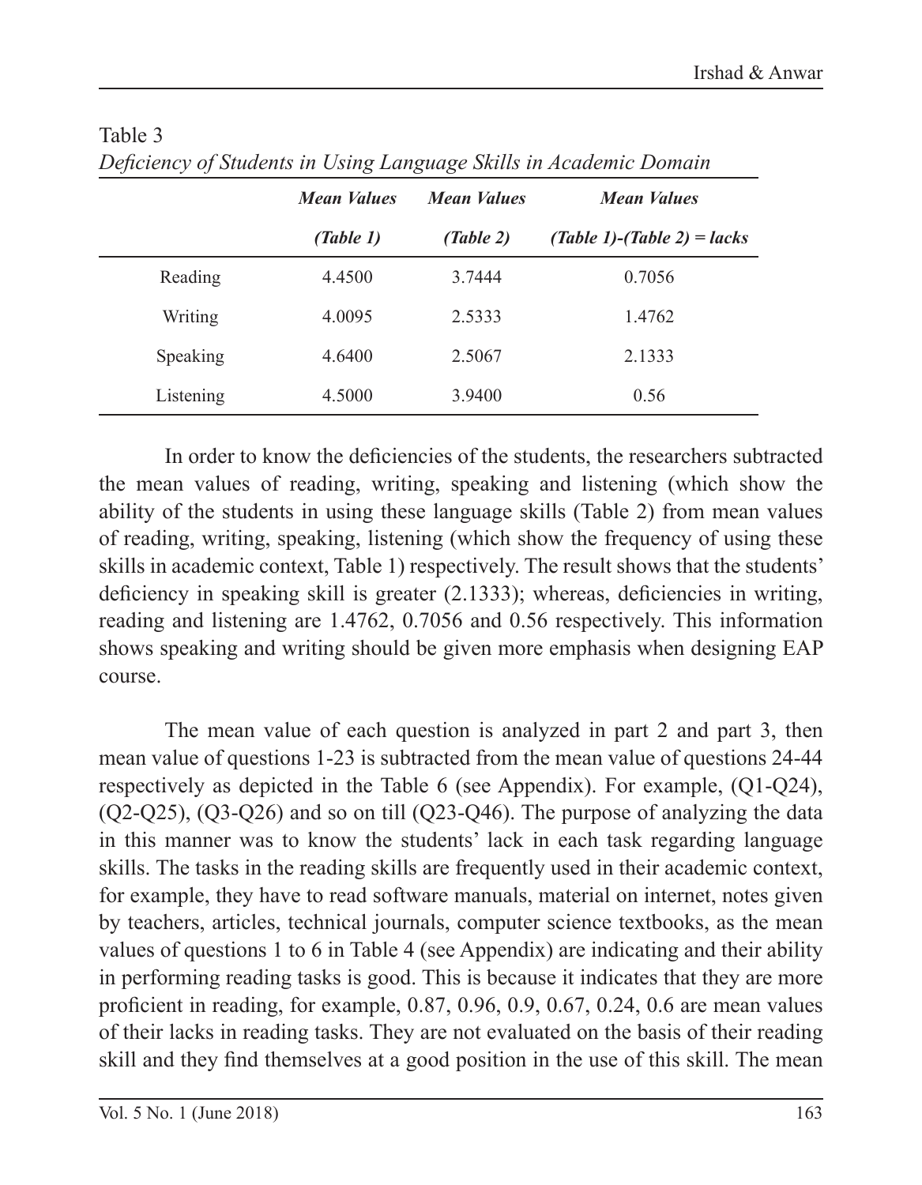Table 3
*Deficiency of Students in Using Language Skills in Academic Domain*

| | ***Mean Values (Table 1)*** | ***Mean Values (Table 2)*** | ***Mean Values (Table 1)-(Table 2) = lacks*** |
|---|---|---|---|
| Reading | 4.4500 | 3.7444 | 0.7056 |
| Writing | 4.0095 | 2.5333 | 1.4762 |
| Speaking | 4.6400 | 2.5067 | 2.1333 |
| Listening | 4.5000 | 3.9400 | 0.56 |

In order to know the deficiencies of the students, the researchers subtracted the mean values of reading, writing, speaking and listening (which show the ability of the students in using these language skills (Table 2) from mean values of reading, writing, speaking, listening (which show the frequency of using these skills in academic context, Table 1) respectively. The result shows that the students' deficiency in speaking skill is greater (2.1333); whereas, deficiencies in writing, reading and listening are 1.4762, 0.7056 and 0.56 respectively. This information shows speaking and writing should be given more emphasis when designing EAP course.

The mean value of each question is analyzed in part 2 and part 3, then mean value of questions 1-23 is subtracted from the mean value of questions 24-44 respectively as depicted in the Table 6 (see Appendix). For example, (Q1-Q24), (Q2-Q25), (Q3-Q26) and so on till (Q23-Q46). The purpose of analyzing the data in this manner was to know the students' lack in each task regarding language skills. The tasks in the reading skills are frequently used in their academic context, for example, they have to read software manuals, material on internet, notes given by teachers, articles, technical journals, computer science textbooks, as the mean values of questions 1 to 6 in Table 4 (see Appendix) are indicating and their ability in performing reading tasks is good. This is because it indicates that they are more proficient in reading, for example, 0.87, 0.96, 0.9, 0.67, 0.24, 0.6 are mean values of their lacks in reading tasks. They are not evaluated on the basis of their reading skill and they find themselves at a good position in the use of this skill. The mean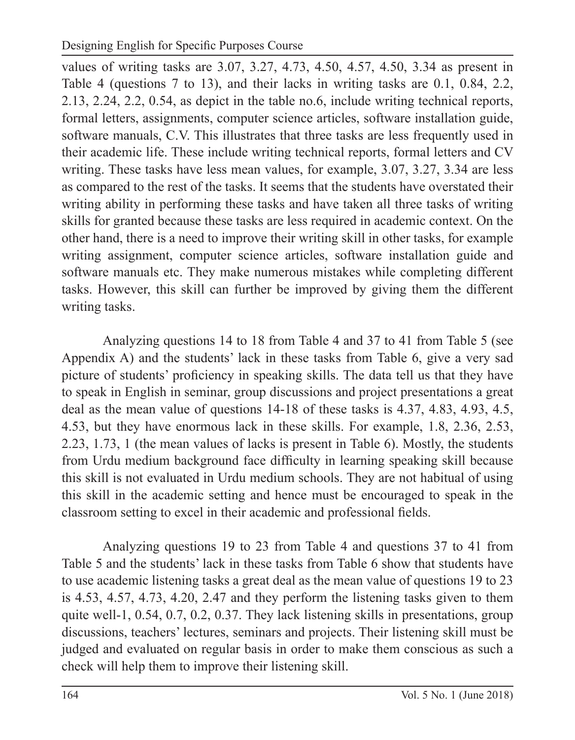values of writing tasks are 3.07, 3.27, 4.73, 4.50, 4.57, 4.50, 3.34 as present in Table 4 (questions 7 to 13), and their lacks in writing tasks are 0.1, 0.84, 2.2, 2.13, 2.24, 2.2, 0.54, as depict in the table no.6, include writing technical reports, formal letters, assignments, computer science articles, software installation guide, software manuals, C.V. This illustrates that three tasks are less frequently used in their academic life. These include writing technical reports, formal letters and CV writing. These tasks have less mean values, for example, 3.07, 3.27, 3.34 are less as compared to the rest of the tasks. It seems that the students have overstated their writing ability in performing these tasks and have taken all three tasks of writing skills for granted because these tasks are less required in academic context. On the other hand, there is a need to improve their writing skill in other tasks, for example writing assignment, computer science articles, software installation guide and software manuals etc. They make numerous mistakes while completing different tasks. However, this skill can further be improved by giving them the different writing tasks.

Analyzing questions 14 to 18 from Table 4 and 37 to 41 from Table 5 (see Appendix A) and the students' lack in these tasks from Table 6, give a very sad picture of students' proficiency in speaking skills. The data tell us that they have to speak in English in seminar, group discussions and project presentations a great deal as the mean value of questions 14-18 of these tasks is 4.37, 4.83, 4.93, 4.5, 4.53, but they have enormous lack in these skills. For example, 1.8, 2.36, 2.53, 2.23, 1.73, 1 (the mean values of lacks is present in Table 6). Mostly, the students from Urdu medium background face difficulty in learning speaking skill because this skill is not evaluated in Urdu medium schools. They are not habitual of using this skill in the academic setting and hence must be encouraged to speak in the classroom setting to excel in their academic and professional fields.

Analyzing questions 19 to 23 from Table 4 and questions 37 to 41 from Table 5 and the students' lack in these tasks from Table 6 show that students have to use academic listening tasks a great deal as the mean value of questions 19 to 23 is 4.53, 4.57, 4.73, 4.20, 2.47 and they perform the listening tasks given to them quite well-1, 0.54, 0.7, 0.2, 0.37. They lack listening skills in presentations, group discussions, teachers' lectures, seminars and projects. Their listening skill must be judged and evaluated on regular basis in order to make them conscious as such a check will help them to improve their listening skill.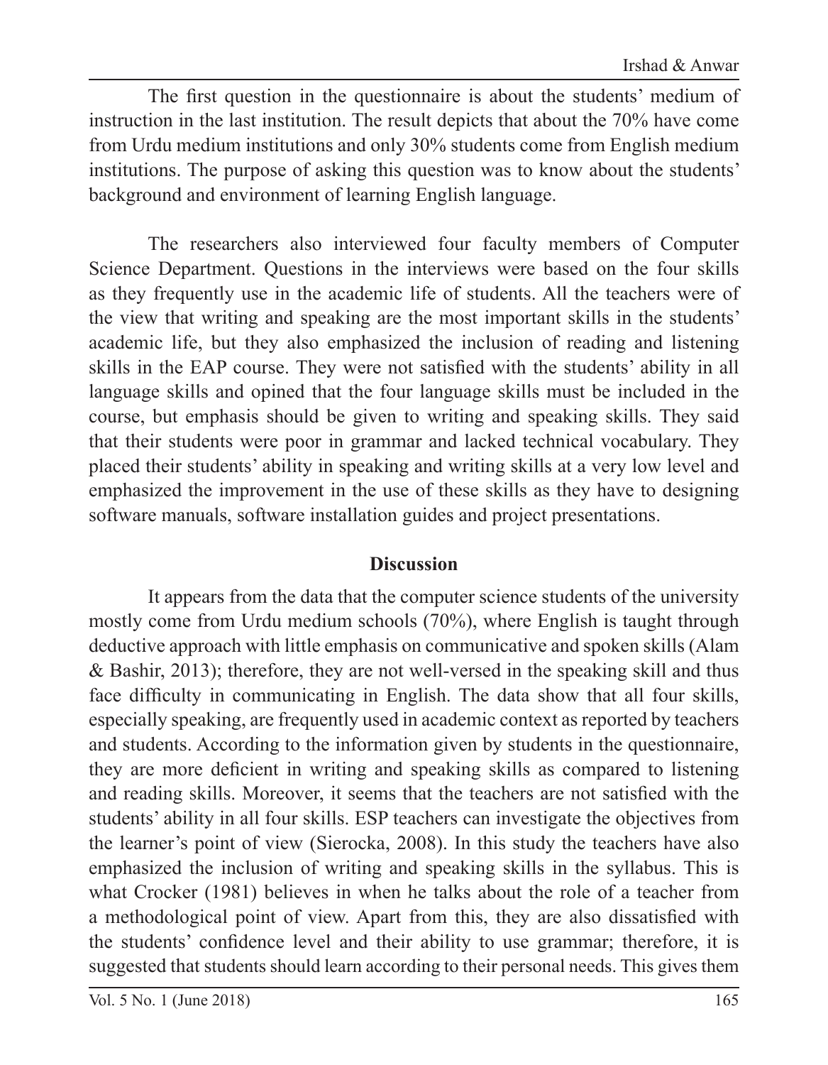The first question in the questionnaire is about the students' medium of instruction in the last institution. The result depicts that about the 70% have come from Urdu medium institutions and only 30% students come from English medium institutions. The purpose of asking this question was to know about the students' background and environment of learning English language.

The researchers also interviewed four faculty members of Computer Science Department. Questions in the interviews were based on the four skills as they frequently use in the academic life of students. All the teachers were of the view that writing and speaking are the most important skills in the students' academic life, but they also emphasized the inclusion of reading and listening skills in the EAP course. They were not satisfied with the students' ability in all language skills and opined that the four language skills must be included in the course, but emphasis should be given to writing and speaking skills. They said that their students were poor in grammar and lacked technical vocabulary. They placed their students' ability in speaking and writing skills at a very low level and emphasized the improvement in the use of these skills as they have to designing software manuals, software installation guides and project presentations.

## Discussion

It appears from the data that the computer science students of the university mostly come from Urdu medium schools (70%), where English is taught through deductive approach with little emphasis on communicative and spoken skills (Alam & Bashir, 2013); therefore, they are not well-versed in the speaking skill and thus face difficulty in communicating in English. The data show that all four skills, especially speaking, are frequently used in academic context as reported by teachers and students. According to the information given by students in the questionnaire, they are more deficient in writing and speaking skills as compared to listening and reading skills. Moreover, it seems that the teachers are not satisfied with the students' ability in all four skills. ESP teachers can investigate the objectives from the learner's point of view (Sierocka, 2008). In this study the teachers have also emphasized the inclusion of writing and speaking skills in the syllabus. This is what Crocker (1981) believes in when he talks about the role of a teacher from a methodological point of view. Apart from this, they are also dissatisfied with the students' confidence level and their ability to use grammar; therefore, it is suggested that students should learn according to their personal needs. This gives them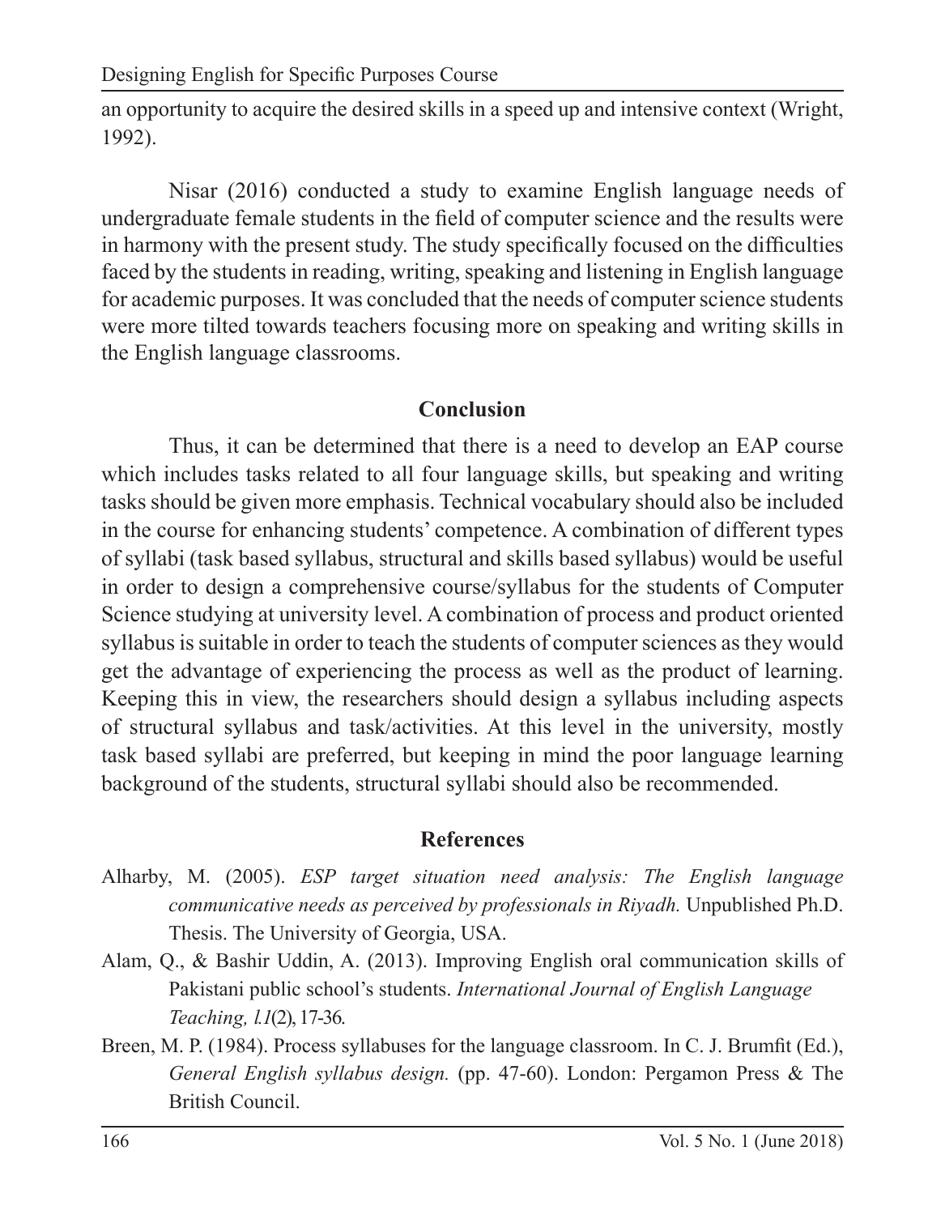an opportunity to acquire the desired skills in a speed up and intensive context (Wright, 1992).

Nisar (2016) conducted a study to examine English language needs of undergraduate female students in the field of computer science and the results were in harmony with the present study. The study specifically focused on the difficulties faced by the students in reading, writing, speaking and listening in English language for academic purposes. It was concluded that the needs of computer science students were more tilted towards teachers focusing more on speaking and writing skills in the English language classrooms.

## Conclusion

Thus, it can be determined that there is a need to develop an EAP course which includes tasks related to all four language skills, but speaking and writing tasks should be given more emphasis. Technical vocabulary should also be included in the course for enhancing students' competence. A combination of different types of syllabi (task based syllabus, structural and skills based syllabus) would be useful in order to design a comprehensive course/syllabus for the students of Computer Science studying at university level. A combination of process and product oriented syllabus is suitable in order to teach the students of computer sciences as they would get the advantage of experiencing the process as well as the product of learning. Keeping this in view, the researchers should design a syllabus including aspects of structural syllabus and task/activities. At this level in the university, mostly task based syllabi are preferred, but keeping in mind the poor language learning background of the students, structural syllabi should also be recommended.

## References

Alharby, M. (2005). *ESP target situation need analysis: The English language communicative needs as perceived by professionals in Riyadh.* Unpublished Ph.D. Thesis. The University of Georgia, USA.

Alam, Q., & Bashir Uddin, A. (2013). Improving English oral communication skills of Pakistani public school's students. *International Journal of English Language Teaching, l.1*(2), 17-36.

Breen, M. P. (1984). Process syllabuses for the language classroom. In C. J. Brumfit (Ed.), *General English syllabus design.* (pp. 47-60). London: Pergamon Press & The British Council.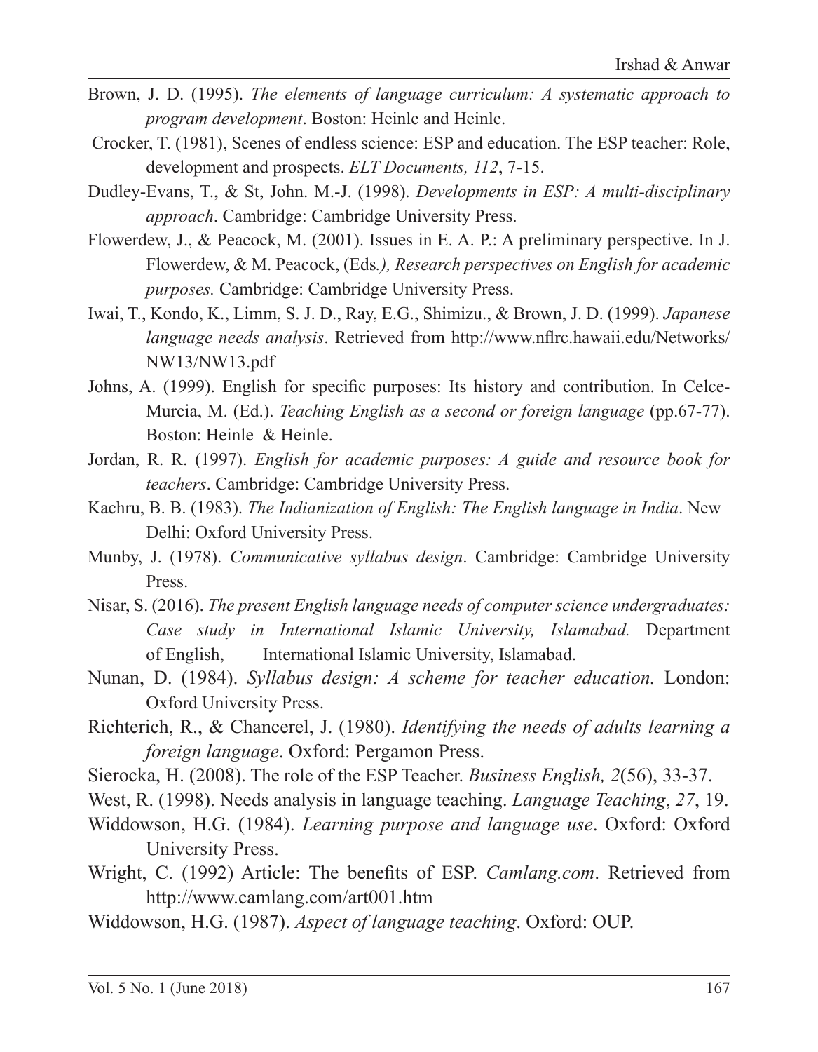Brown, J. D. (1995). *The elements of language curriculum: A systematic approach to program development*. Boston: Heinle and Heinle.

Crocker, T. (1981), Scenes of endless science: ESP and education. The ESP teacher: Role, development and prospects. *ELT Documents, 112*, 7-15.

Dudley-Evans, T., & St, John. M.-J. (1998). *Developments in ESP: A multi-disciplinary approach*. Cambridge: Cambridge University Press.

Flowerdew, J., & Peacock, M. (2001). Issues in E. A. P.: A preliminary perspective. In J. Flowerdew, & M. Peacock, (Eds*.), Research perspectives on English for academic purposes.* Cambridge: Cambridge University Press.

Iwai, T., Kondo, K., Limm, S. J. D., Ray, E.G., Shimizu., & Brown, J. D. (1999). *Japanese language needs analysis*. Retrieved from http://www.nflrc.hawaii.edu/Networks/NW13/NW13.pdf

Johns, A. (1999). English for specific purposes: Its history and contribution. In Celce-Murcia, M. (Ed.). *Teaching English as a second or foreign language* (pp.67-77). Boston: Heinle & Heinle.

Jordan, R. R. (1997). *English for academic purposes: A guide and resource book for teachers*. Cambridge: Cambridge University Press.

Kachru, B. B. (1983). *The Indianization of English: The English language in India*. New Delhi: Oxford University Press.

Munby, J. (1978). *Communicative syllabus design*. Cambridge: Cambridge University Press.

Nisar, S. (2016). *The present English language needs of computer science undergraduates: Case study in International Islamic University, Islamabad.* Department of English, International Islamic University, Islamabad.

Nunan, D. (1984). *Syllabus design: A scheme for teacher education.* London: Oxford University Press.

Richterich, R., & Chancerel, J. (1980). *Identifying the needs of adults learning a foreign language*. Oxford: Pergamon Press.

Sierocka, H. (2008). The role of the ESP Teacher. *Business English, 2*(56), 33-37.

West, R. (1998). Needs analysis in language teaching. *Language Teaching*, *27*, 19.

Widdowson, H.G. (1984). *Learning purpose and language use*. Oxford: Oxford University Press.

Wright, C. (1992) Article: The benefits of ESP. *Camlang.com*. Retrieved from http://www.camlang.com/art001.htm

Widdowson, H.G. (1987). *Aspect of language teaching*. Oxford: OUP.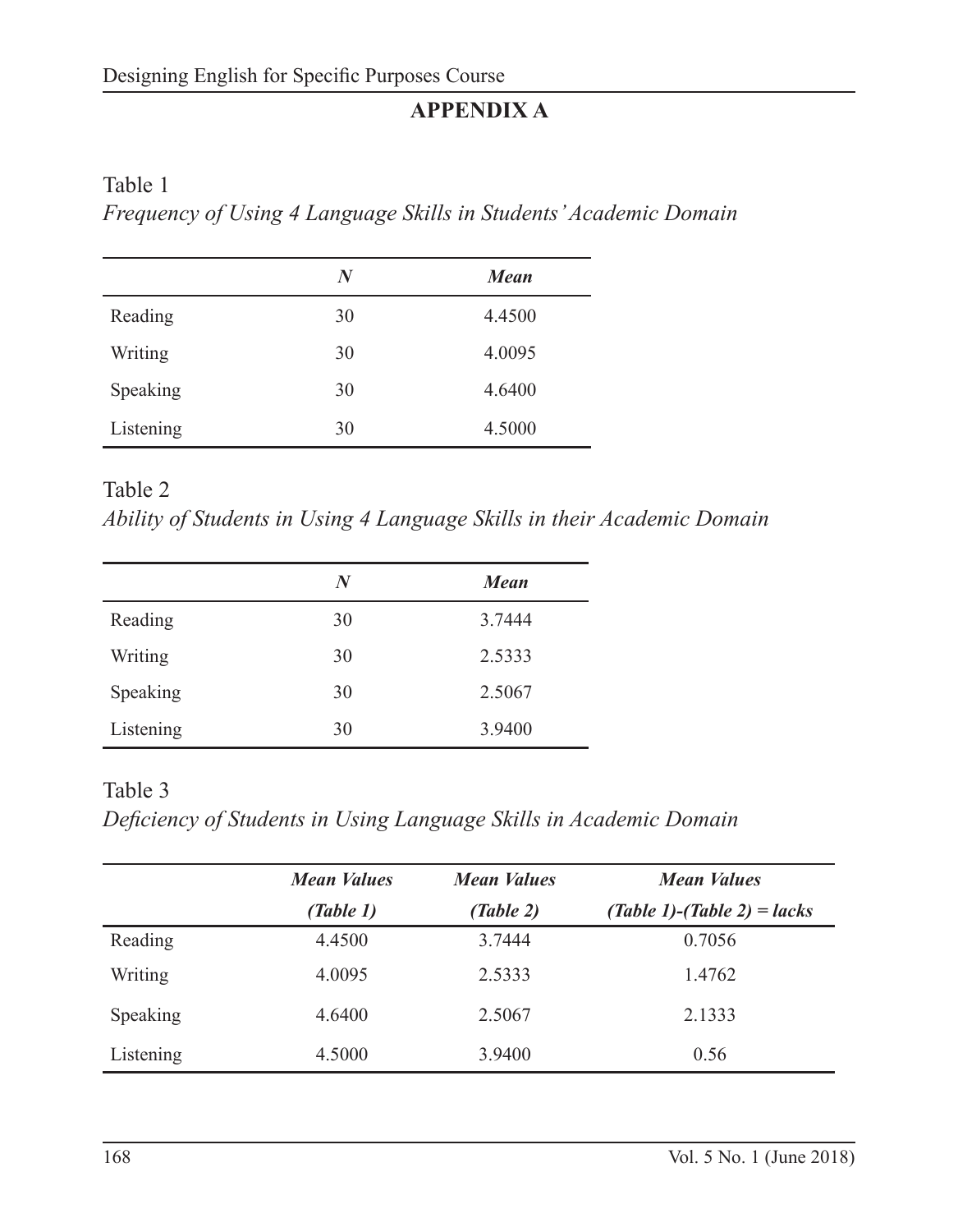## APPENDIX A

Table 1

*Frequency of Using 4 Language Skills in Students' Academic Domain*

| | ***N*** | ***Mean*** |
|---|---|---|
| Reading | 30 | 4.4500 |
| Writing | 30 | 4.0095 |
| Speaking | 30 | 4.6400 |
| Listening | 30 | 4.5000 |

Table 2

*Ability of Students in Using 4 Language Skills in their Academic Domain*

| | ***N*** | ***Mean*** |
|---|---|---|
| Reading | 30 | 3.7444 |
| Writing | 30 | 2.5333 |
| Speaking | 30 | 2.5067 |
| Listening | 30 | 3.9400 |

Table 3

*Deficiency of Students in Using Language Skills in Academic Domain*

| | ***Mean Values (Table 1)*** | ***Mean Values (Table 2)*** | ***Mean Values (Table 1)-(Table 2) = lacks*** |
|---|---|---|---|
| Reading | 4.4500 | 3.7444 | 0.7056 |
| Writing | 4.0095 | 2.5333 | 1.4762 |
| Speaking | 4.6400 | 2.5067 | 2.1333 |
| Listening | 4.5000 | 3.9400 | 0.56 |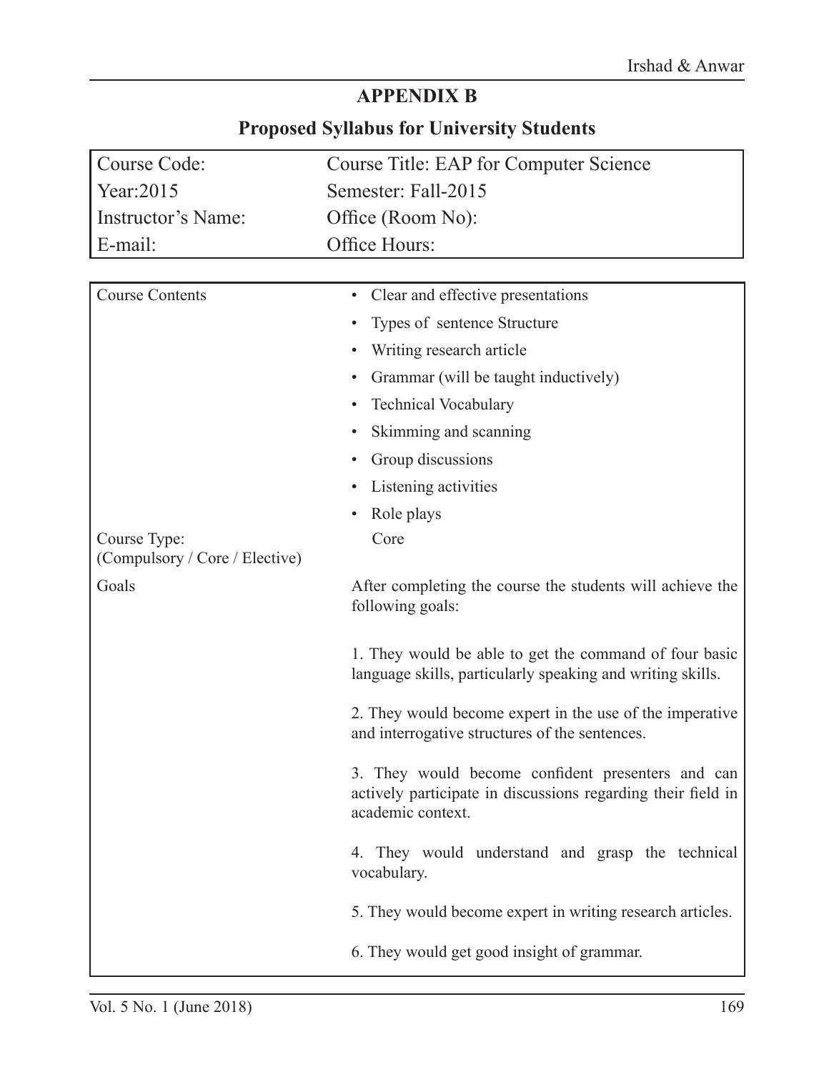# APPENDIX B

## Proposed Syllabus for University Students

| Course Code: | Course Title: EAP for Computer Science |
|---|---|
| Year:2015 | Semester: Fall-2015 |
| Instructor's Name: | Office (Room No): |
| E-mail: | Office Hours: |

| | |
|---|---|
| Course Contents | • Clear and effective presentations<br>• Types of sentence Structure<br>• Writing research article<br>• Grammar (will be taught inductively)<br>• Technical Vocabulary<br>• Skimming and scanning<br>• Group discussions<br>• Listening activities<br>• Role plays |
| Course Type:<br>(Compulsory / Core / Elective) | Core |
| Goals | After completing the course the students will achieve the following goals:<br><br>1. They would be able to get the command of four basic language skills, particularly speaking and writing skills.<br><br>2. They would become expert in the use of the imperative and interrogative structures of the sentences.<br><br>3. They would become confident presenters and can actively participate in discussions regarding their field in academic context.<br><br>4. They would understand and grasp the technical vocabulary.<br><br>5. They would become expert in writing research articles.<br><br>6. They would get good insight of grammar. |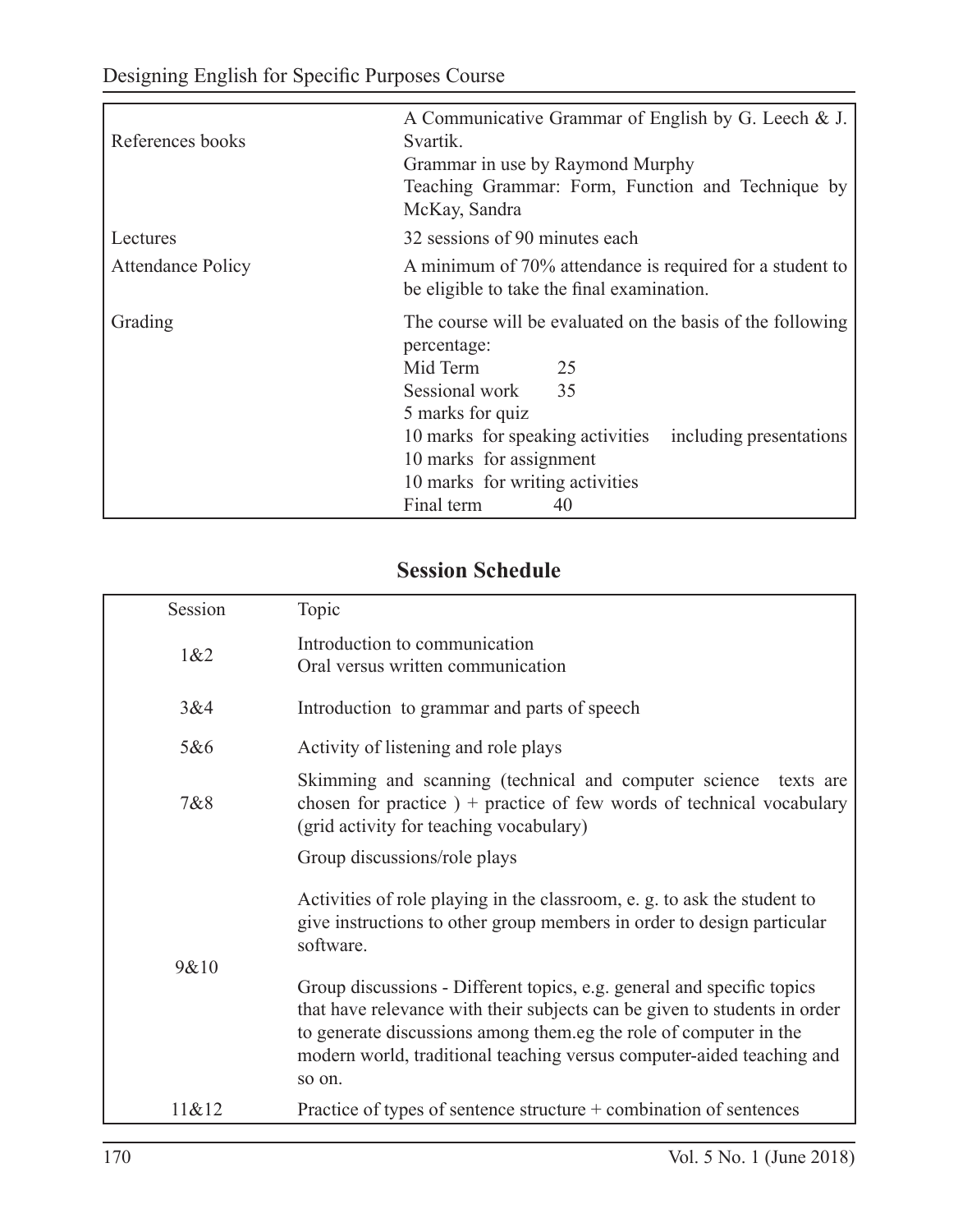| | |
|---|---|
| References books | A Communicative Grammar of English by G. Leech & J. Svartik.<br>Grammar in use by Raymond Murphy<br>Teaching Grammar: Form, Function and Technique by McKay, Sandra |
| Lectures | 32 sessions of 90 minutes each |
| Attendance Policy | A minimum of 70% attendance is required for a student to be eligible to take the final examination. |
| Grading | The course will be evaluated on the basis of the following percentage:<br>Mid Term 25<br>Sessional work 35<br>5 marks for quiz<br>10 marks for speaking activities including presentations<br>10 marks for assignment<br>10 marks for writing activities<br>Final term 40 |

## Session Schedule

| Session | Topic |
|---|---|
| 1&2 | Introduction to communication<br>Oral versus written communication |
| 3&4 | Introduction to grammar and parts of speech |
| 5&6 | Activity of listening and role plays |
| 7&8 | Skimming and scanning (technical and computer science texts are chosen for practice ) + practice of few words of technical vocabulary (grid activity for teaching vocabulary) |
| 9&10 | Group discussions/role plays<br><br>Activities of role playing in the classroom, e. g. to ask the student to give instructions to other group members in order to design particular software.<br><br>Group discussions - Different topics, e.g. general and specific topics that have relevance with their subjects can be given to students in order to generate discussions among them.eg the role of computer in the modern world, traditional teaching versus computer-aided teaching and so on. |
| 11&12 | Practice of types of sentence structure + combination of sentences |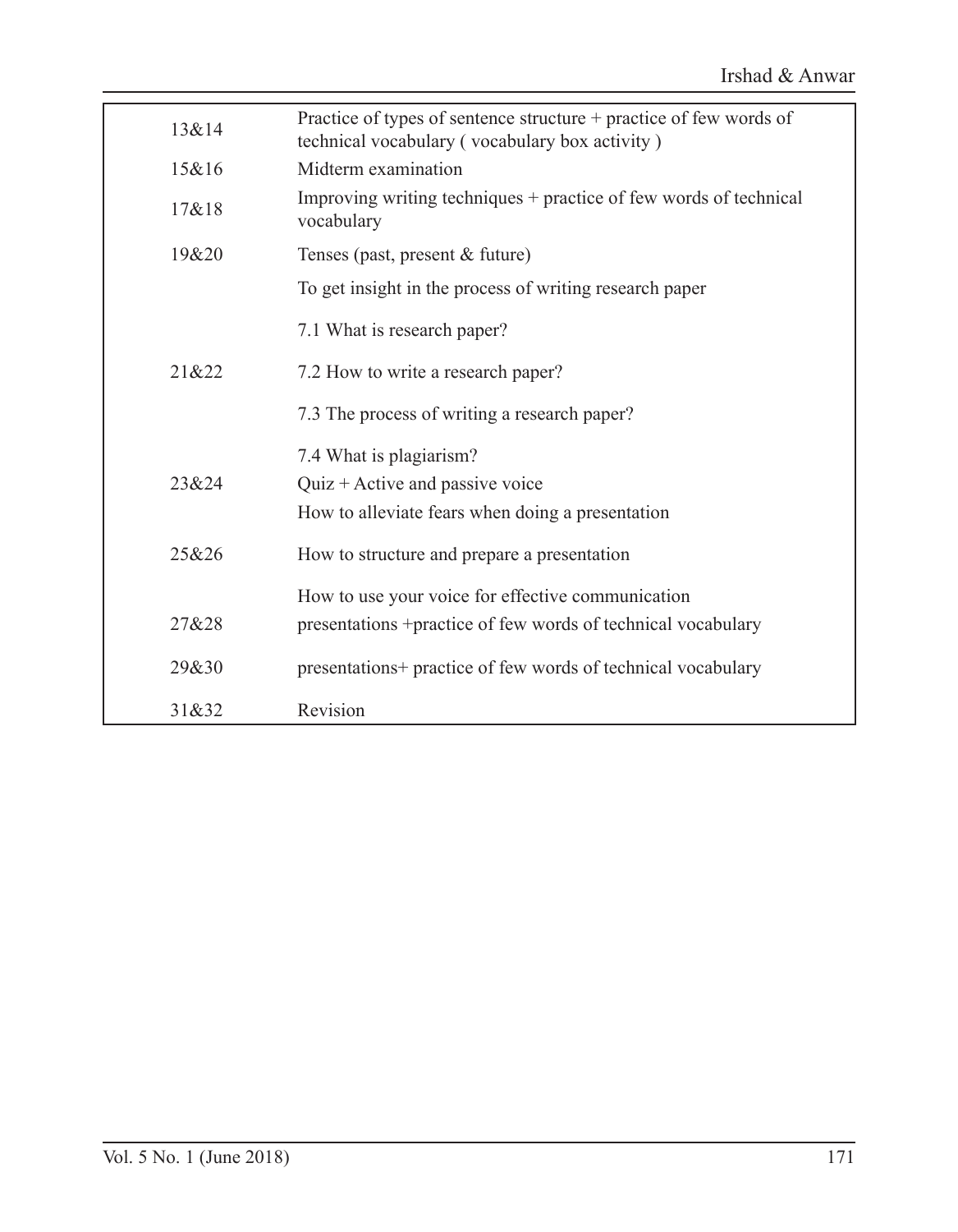| | |
|---|---|
| 13&14 | Practice of types of sentence structure + practice of few words of technical vocabulary ( vocabulary box activity ) |
| 15&16 | Midterm examination |
| 17&18 | Improving writing techniques + practice of few words of technical vocabulary |
| 19&20 | Tenses (past, present & future) |
| 21&22 | To get insight in the process of writing research paper<br>7.1 What is research paper?<br>7.2 How to write a research paper?<br>7.3 The process of writing a research paper?<br>7.4 What is plagiarism? |
| 23&24 | Quiz + Active and passive voice |
| 25&26 | How to alleviate fears when doing a presentation<br>How to structure and prepare a presentation<br>How to use your voice for effective communication |
| 27&28 | presentations +practice of few words of technical vocabulary |
| 29&30 | presentations+ practice of few words of technical vocabulary |
| 31&32 | Revision |